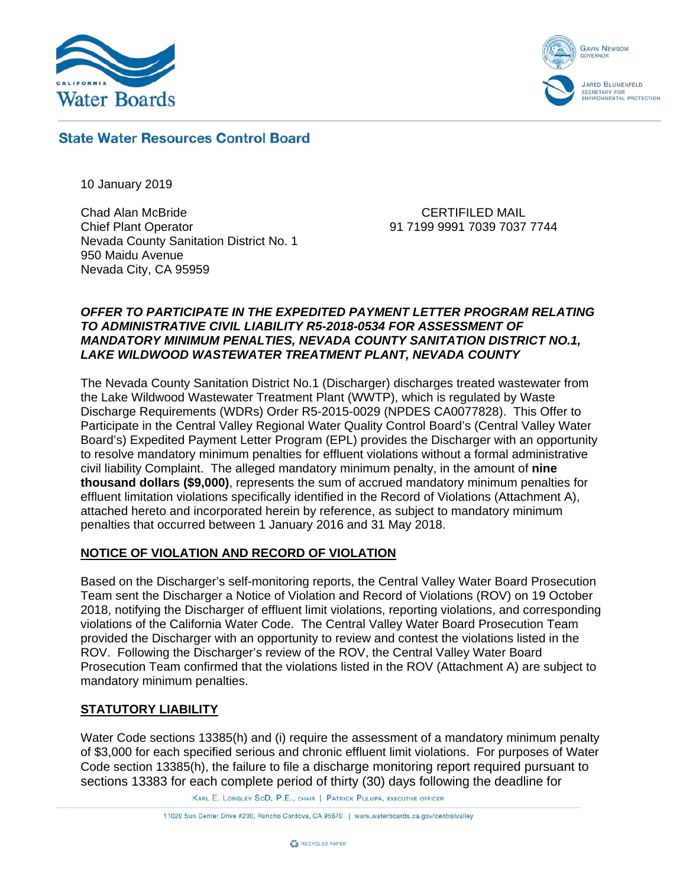California Water Boards

Gavin Newsom, Governor

Jared Blumenfeld, Secretary for Environmental Protection

## State Water Resources Control Board

10 January 2019

Chad Alan McBride
Chief Plant Operator
Nevada County Sanitation District No. 1
950 Maidu Avenue
Nevada City, CA 95959

CERTIFILED MAIL
91 7199 9991 7039 7037 7744

***OFFER TO PARTICIPATE IN THE EXPEDITED PAYMENT LETTER PROGRAM RELATING TO ADMINISTRATIVE CIVIL LIABILITY R5-2018-0534 FOR ASSESSMENT OF MANDATORY MINIMUM PENALTIES, NEVADA COUNTY SANITATION DISTRICT NO.1, LAKE WILDWOOD WASTEWATER TREATMENT PLANT, NEVADA COUNTY***

The Nevada County Sanitation District No.1 (Discharger) discharges treated wastewater from the Lake Wildwood Wastewater Treatment Plant (WWTP), which is regulated by Waste Discharge Requirements (WDRs) Order R5-2015-0029 (NPDES CA0077828). This Offer to Participate in the Central Valley Regional Water Quality Control Board's (Central Valley Water Board's) Expedited Payment Letter Program (EPL) provides the Discharger with an opportunity to resolve mandatory minimum penalties for effluent violations without a formal administrative civil liability Complaint. The alleged mandatory minimum penalty, in the amount of **nine thousand dollars ($9,000)**, represents the sum of accrued mandatory minimum penalties for effluent limitation violations specifically identified in the Record of Violations (Attachment A), attached hereto and incorporated herein by reference, as subject to mandatory minimum penalties that occurred between 1 January 2016 and 31 May 2018.

**NOTICE OF VIOLATION AND RECORD OF VIOLATION**

Based on the Discharger's self-monitoring reports, the Central Valley Water Board Prosecution Team sent the Discharger a Notice of Violation and Record of Violations (ROV) on 19 October 2018, notifying the Discharger of effluent limit violations, reporting violations, and corresponding violations of the California Water Code. The Central Valley Water Board Prosecution Team provided the Discharger with an opportunity to review and contest the violations listed in the ROV. Following the Discharger's review of the ROV, the Central Valley Water Board Prosecution Team confirmed that the violations listed in the ROV (Attachment A) are subject to mandatory minimum penalties.

**STATUTORY LIABILITY**

Water Code sections 13385(h) and (i) require the assessment of a mandatory minimum penalty of $3,000 for each specified serious and chronic effluent limit violations. For purposes of Water Code section 13385(h), the failure to file a discharge monitoring report required pursuant to sections 13383 for each complete period of thirty (30) days following the deadline for

Karl E. Longley ScD, P.E., Chair | Patrick Pulupa, Executive Officer

11020 Sun Center Drive #200, Rancho Cordova, CA 95670 | www.waterboards.ca.gov/centralvalley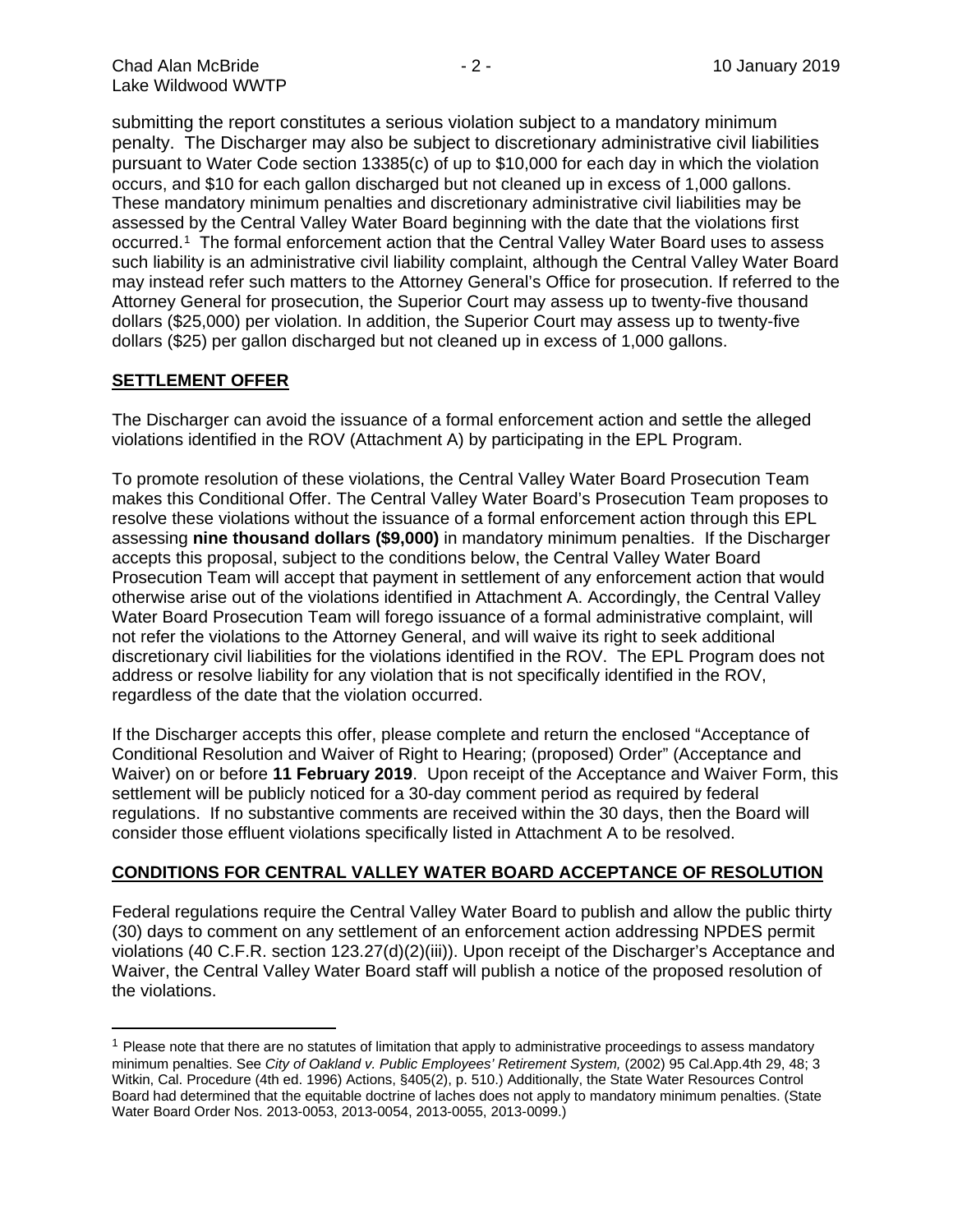submitting the report constitutes a serious violation subject to a mandatory minimum penalty. The Discharger may also be subject to discretionary administrative civil liabilities pursuant to Water Code section 13385(c) of up to $10,000 for each day in which the violation occurs, and $10 for each gallon discharged but not cleaned up in excess of 1,000 gallons. These mandatory minimum penalties and discretionary administrative civil liabilities may be assessed by the Central Valley Water Board beginning with the date that the violations first occurred.[1] The formal enforcement action that the Central Valley Water Board uses to assess such liability is an administrative civil liability complaint, although the Central Valley Water Board may instead refer such matters to the Attorney General's Office for prosecution. If referred to the Attorney General for prosecution, the Superior Court may assess up to twenty-five thousand dollars ($25,000) per violation. In addition, the Superior Court may assess up to twenty-five dollars ($25) per gallon discharged but not cleaned up in excess of 1,000 gallons.

## SETTLEMENT OFFER

The Discharger can avoid the issuance of a formal enforcement action and settle the alleged violations identified in the ROV (Attachment A) by participating in the EPL Program.

To promote resolution of these violations, the Central Valley Water Board Prosecution Team makes this Conditional Offer. The Central Valley Water Board's Prosecution Team proposes to resolve these violations without the issuance of a formal enforcement action through this EPL assessing **nine thousand dollars ($9,000)** in mandatory minimum penalties. If the Discharger accepts this proposal, subject to the conditions below, the Central Valley Water Board Prosecution Team will accept that payment in settlement of any enforcement action that would otherwise arise out of the violations identified in Attachment A. Accordingly, the Central Valley Water Board Prosecution Team will forego issuance of a formal administrative complaint, will not refer the violations to the Attorney General, and will waive its right to seek additional discretionary civil liabilities for the violations identified in the ROV. The EPL Program does not address or resolve liability for any violation that is not specifically identified in the ROV, regardless of the date that the violation occurred.

If the Discharger accepts this offer, please complete and return the enclosed "Acceptance of Conditional Resolution and Waiver of Right to Hearing; (proposed) Order" (Acceptance and Waiver) on or before **11 February 2019**. Upon receipt of the Acceptance and Waiver Form, this settlement will be publicly noticed for a 30-day comment period as required by federal regulations. If no substantive comments are received within the 30 days, then the Board will consider those effluent violations specifically listed in Attachment A to be resolved.

## CONDITIONS FOR CENTRAL VALLEY WATER BOARD ACCEPTANCE OF RESOLUTION

Federal regulations require the Central Valley Water Board to publish and allow the public thirty (30) days to comment on any settlement of an enforcement action addressing NPDES permit violations (40 C.F.R. section 123.27(d)(2)(iii)). Upon receipt of the Discharger's Acceptance and Waiver, the Central Valley Water Board staff will publish a notice of the proposed resolution of the violations.

---

[1] Please note that there are no statutes of limitation that apply to administrative proceedings to assess mandatory minimum penalties. See *City of Oakland v. Public Employees' Retirement System,* (2002) 95 Cal.App.4th 29, 48; 3 Witkin, Cal. Procedure (4th ed. 1996) Actions, §405(2), p. 510.) Additionally, the State Water Resources Control Board had determined that the equitable doctrine of laches does not apply to mandatory minimum penalties. (State Water Board Order Nos. 2013-0053, 2013-0054, 2013-0055, 2013-0099.)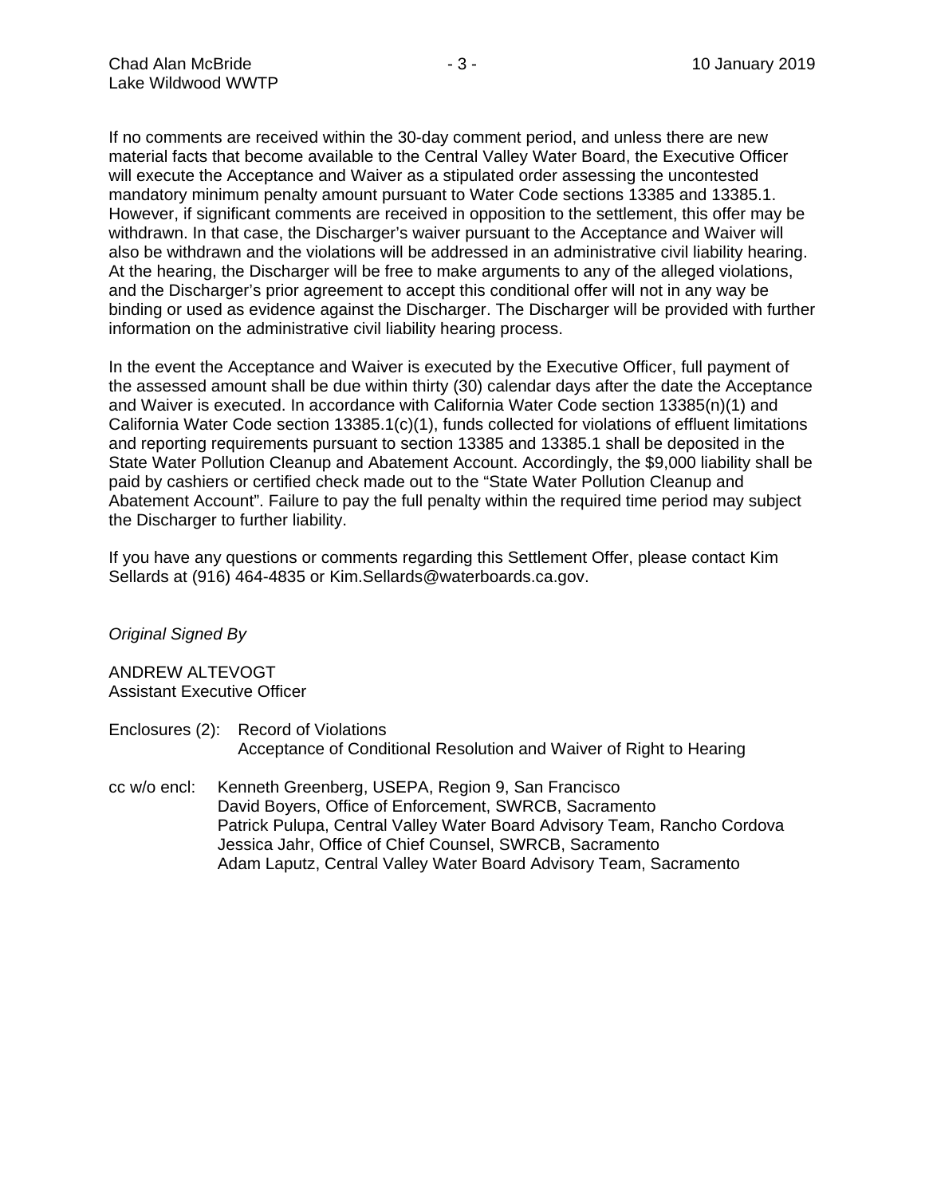If no comments are received within the 30-day comment period, and unless there are new material facts that become available to the Central Valley Water Board, the Executive Officer will execute the Acceptance and Waiver as a stipulated order assessing the uncontested mandatory minimum penalty amount pursuant to Water Code sections 13385 and 13385.1. However, if significant comments are received in opposition to the settlement, this offer may be withdrawn. In that case, the Discharger's waiver pursuant to the Acceptance and Waiver will also be withdrawn and the violations will be addressed in an administrative civil liability hearing. At the hearing, the Discharger will be free to make arguments to any of the alleged violations, and the Discharger's prior agreement to accept this conditional offer will not in any way be binding or used as evidence against the Discharger. The Discharger will be provided with further information on the administrative civil liability hearing process.

In the event the Acceptance and Waiver is executed by the Executive Officer, full payment of the assessed amount shall be due within thirty (30) calendar days after the date the Acceptance and Waiver is executed. In accordance with California Water Code section 13385(n)(1) and California Water Code section 13385.1(c)(1), funds collected for violations of effluent limitations and reporting requirements pursuant to section 13385 and 13385.1 shall be deposited in the State Water Pollution Cleanup and Abatement Account. Accordingly, the $9,000 liability shall be paid by cashiers or certified check made out to the "State Water Pollution Cleanup and Abatement Account". Failure to pay the full penalty within the required time period may subject the Discharger to further liability.

If you have any questions or comments regarding this Settlement Offer, please contact Kim Sellards at (916) 464-4835 or Kim.Sellards@waterboards.ca.gov.

*Original Signed By*

ANDREW ALTEVOGT
Assistant Executive Officer

Enclosures (2): Record of Violations
Acceptance of Conditional Resolution and Waiver of Right to Hearing

cc w/o encl: Kenneth Greenberg, USEPA, Region 9, San Francisco
David Boyers, Office of Enforcement, SWRCB, Sacramento
Patrick Pulupa, Central Valley Water Board Advisory Team, Rancho Cordova
Jessica Jahr, Office of Chief Counsel, SWRCB, Sacramento
Adam Laputz, Central Valley Water Board Advisory Team, Sacramento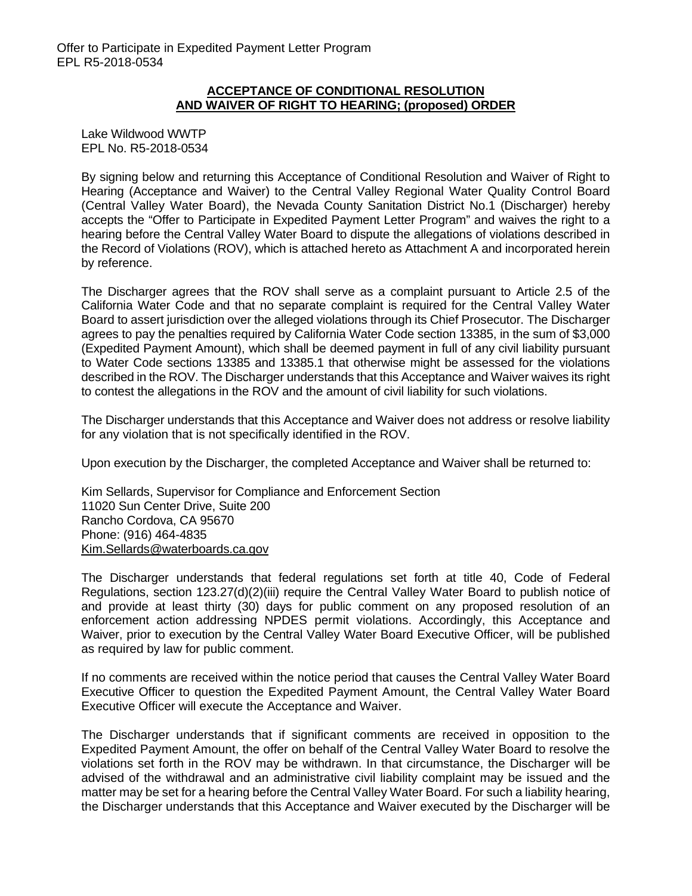**ACCEPTANCE OF CONDITIONAL RESOLUTION AND WAIVER OF RIGHT TO HEARING; (proposed) ORDER**

Lake Wildwood WWTP
EPL No. R5-2018-0534

By signing below and returning this Acceptance of Conditional Resolution and Waiver of Right to Hearing (Acceptance and Waiver) to the Central Valley Regional Water Quality Control Board (Central Valley Water Board), the Nevada County Sanitation District No.1 (Discharger) hereby accepts the "Offer to Participate in Expedited Payment Letter Program" and waives the right to a hearing before the Central Valley Water Board to dispute the allegations of violations described in the Record of Violations (ROV), which is attached hereto as Attachment A and incorporated herein by reference.

The Discharger agrees that the ROV shall serve as a complaint pursuant to Article 2.5 of the California Water Code and that no separate complaint is required for the Central Valley Water Board to assert jurisdiction over the alleged violations through its Chief Prosecutor. The Discharger agrees to pay the penalties required by California Water Code section 13385, in the sum of $3,000 (Expedited Payment Amount), which shall be deemed payment in full of any civil liability pursuant to Water Code sections 13385 and 13385.1 that otherwise might be assessed for the violations described in the ROV. The Discharger understands that this Acceptance and Waiver waives its right to contest the allegations in the ROV and the amount of civil liability for such violations.

The Discharger understands that this Acceptance and Waiver does not address or resolve liability for any violation that is not specifically identified in the ROV.

Upon execution by the Discharger, the completed Acceptance and Waiver shall be returned to:

Kim Sellards, Supervisor for Compliance and Enforcement Section
11020 Sun Center Drive, Suite 200
Rancho Cordova, CA 95670
Phone: (916) 464-4835
Kim.Sellards@waterboards.ca.gov

The Discharger understands that federal regulations set forth at title 40, Code of Federal Regulations, section 123.27(d)(2)(iii) require the Central Valley Water Board to publish notice of and provide at least thirty (30) days for public comment on any proposed resolution of an enforcement action addressing NPDES permit violations. Accordingly, this Acceptance and Waiver, prior to execution by the Central Valley Water Board Executive Officer, will be published as required by law for public comment.

If no comments are received within the notice period that causes the Central Valley Water Board Executive Officer to question the Expedited Payment Amount, the Central Valley Water Board Executive Officer will execute the Acceptance and Waiver.

The Discharger understands that if significant comments are received in opposition to the Expedited Payment Amount, the offer on behalf of the Central Valley Water Board to resolve the violations set forth in the ROV may be withdrawn. In that circumstance, the Discharger will be advised of the withdrawal and an administrative civil liability complaint may be issued and the matter may be set for a hearing before the Central Valley Water Board. For such a liability hearing, the Discharger understands that this Acceptance and Waiver executed by the Discharger will be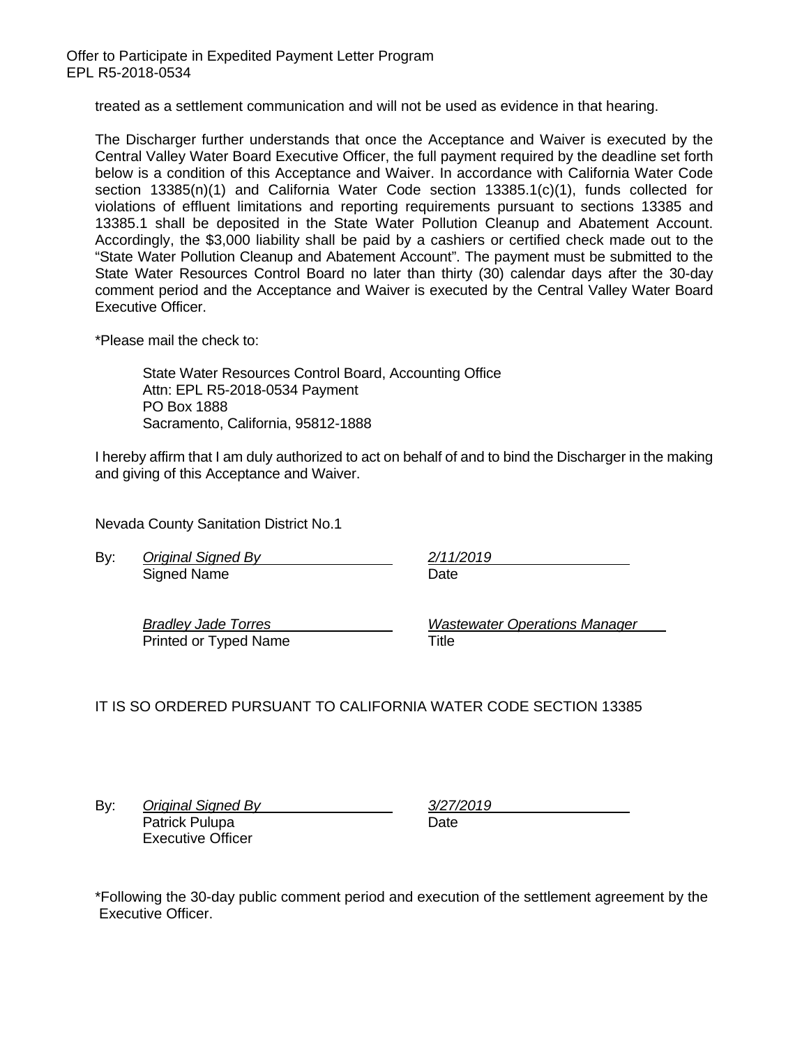treated as a settlement communication and will not be used as evidence in that hearing.

The Discharger further understands that once the Acceptance and Waiver is executed by the Central Valley Water Board Executive Officer, the full payment required by the deadline set forth below is a condition of this Acceptance and Waiver. In accordance with California Water Code section 13385(n)(1) and California Water Code section 13385.1(c)(1), funds collected for violations of effluent limitations and reporting requirements pursuant to sections 13385 and 13385.1 shall be deposited in the State Water Pollution Cleanup and Abatement Account. Accordingly, the $3,000 liability shall be paid by a cashiers or certified check made out to the "State Water Pollution Cleanup and Abatement Account". The payment must be submitted to the State Water Resources Control Board no later than thirty (30) calendar days after the 30-day comment period and the Acceptance and Waiver is executed by the Central Valley Water Board Executive Officer.

*Please mail the check to:

State Water Resources Control Board, Accounting Office
Attn: EPL R5-2018-0534 Payment
PO Box 1888
Sacramento, California, 95812-1888

I hereby affirm that I am duly authorized to act on behalf of and to bind the Discharger in the making and giving of this Acceptance and Waiver.

Nevada County Sanitation District No.1

By: *Original Signed By* — Signed Name — Date: *2/11/2019*

*Bradley Jade Torres* — Printed or Typed Name

*Wastewater Operations Manager* — Title

IT IS SO ORDERED PURSUANT TO CALIFORNIA WATER CODE SECTION 13385

By: *Original Signed By* — Date: *3/27/2019*
Patrick Pulupa
Executive Officer

*Following the 30-day public comment period and execution of the settlement agreement by the Executive Officer.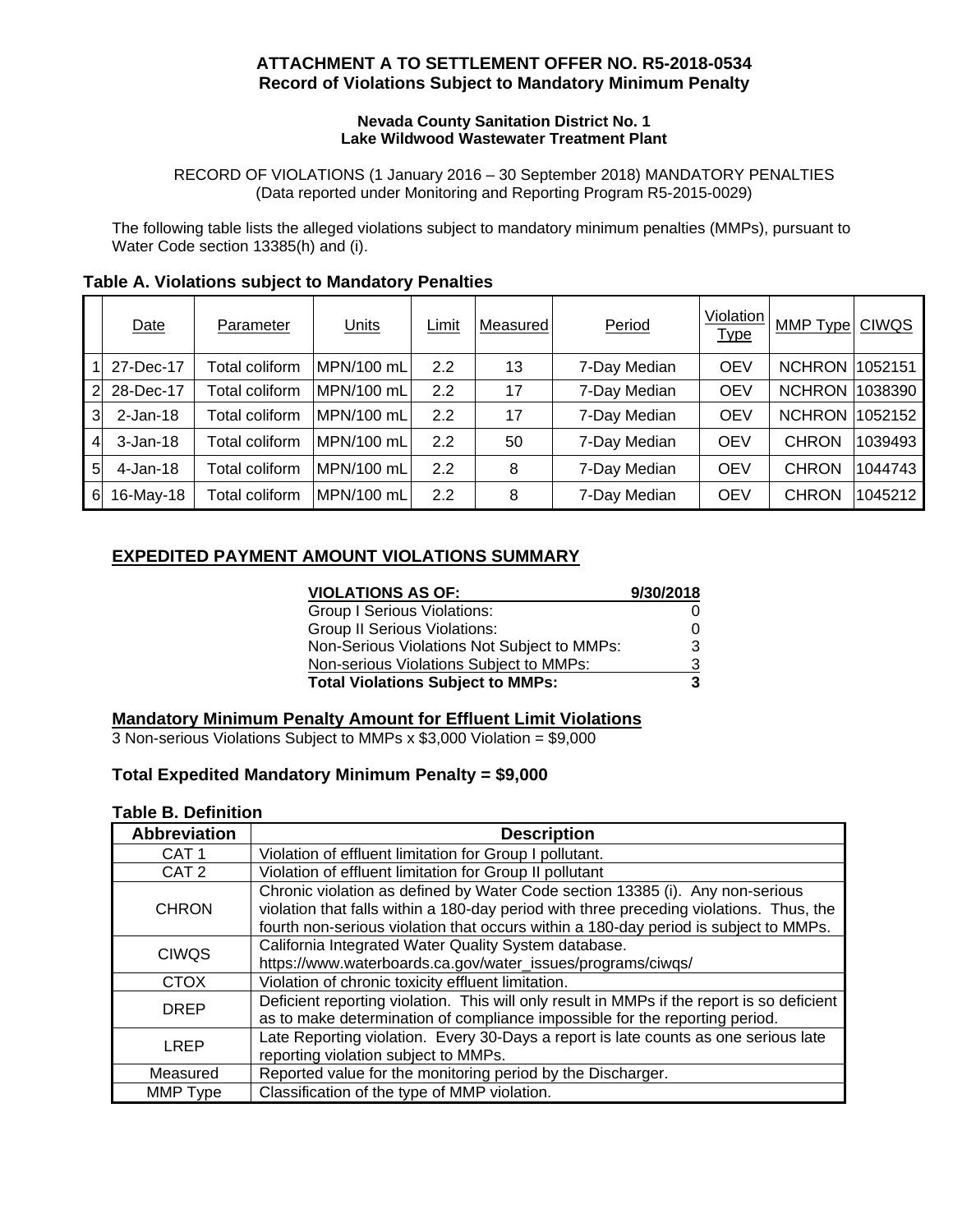**ATTACHMENT A TO SETTLEMENT OFFER NO. R5-2018-0534**
**Record of Violations Subject to Mandatory Minimum Penalty**

**Nevada County Sanitation District No. 1**
**Lake Wildwood Wastewater Treatment Plant**

RECORD OF VIOLATIONS (1 January 2016 – 30 September 2018) MANDATORY PENALTIES
(Data reported under Monitoring and Reporting Program R5-2015-0029)

The following table lists the alleged violations subject to mandatory minimum penalties (MMPs), pursuant to Water Code section 13385(h) and (i).

### Table A. Violations subject to Mandatory Penalties

| | Date | Parameter | Units | Limit | Measured | Period | Violation Type | MMP Type | CIWQS |
|---|---|---|---|---|---|---|---|---|---|
| 1 | 27-Dec-17 | Total coliform | MPN/100 mL | 2.2 | 13 | 7-Day Median | OEV | NCHRON | 1052151 |
| 2 | 28-Dec-17 | Total coliform | MPN/100 mL | 2.2 | 17 | 7-Day Median | OEV | NCHRON | 1038390 |
| 3 | 2-Jan-18 | Total coliform | MPN/100 mL | 2.2 | 17 | 7-Day Median | OEV | NCHRON | 1052152 |
| 4 | 3-Jan-18 | Total coliform | MPN/100 mL | 2.2 | 50 | 7-Day Median | OEV | CHRON | 1039493 |
| 5 | 4-Jan-18 | Total coliform | MPN/100 mL | 2.2 | 8 | 7-Day Median | OEV | CHRON | 1044743 |
| 6 | 16-May-18 | Total coliform | MPN/100 mL | 2.2 | 8 | 7-Day Median | OEV | CHRON | 1045212 |

## EXPEDITED PAYMENT AMOUNT VIOLATIONS SUMMARY

| VIOLATIONS AS OF: | 9/30/2018 |
|---|---|
| Group I Serious Violations: | 0 |
| Group II Serious Violations: | 0 |
| Non-Serious Violations Not Subject to MMPs: | 3 |
| Non-serious Violations Subject to MMPs: | 3 |
| **Total Violations Subject to MMPs:** | **3** |

**Mandatory Minimum Penalty Amount for Effluent Limit Violations**

3 Non-serious Violations Subject to MMPs x $3,000 Violation = $9,000

**Total Expedited Mandatory Minimum Penalty = $9,000**

### Table B. Definition

| Abbreviation | Description |
|---|---|
| CAT 1 | Violation of effluent limitation for Group I pollutant. |
| CAT 2 | Violation of effluent limitation for Group II pollutant |
| CHRON | Chronic violation as defined by Water Code section 13385 (i). Any non-serious violation that falls within a 180-day period with three preceding violations. Thus, the fourth non-serious violation that occurs within a 180-day period is subject to MMPs. |
| CIWQS | California Integrated Water Quality System database. https://www.waterboards.ca.gov/water_issues/programs/ciwqs/ |
| CTOX | Violation of chronic toxicity effluent limitation. |
| DREP | Deficient reporting violation. This will only result in MMPs if the report is so deficient as to make determination of compliance impossible for the reporting period. |
| LREP | Late Reporting violation. Every 30-Days a report is late counts as one serious late reporting violation subject to MMPs. |
| Measured | Reported value for the monitoring period by the Discharger. |
| MMP Type | Classification of the type of MMP violation. |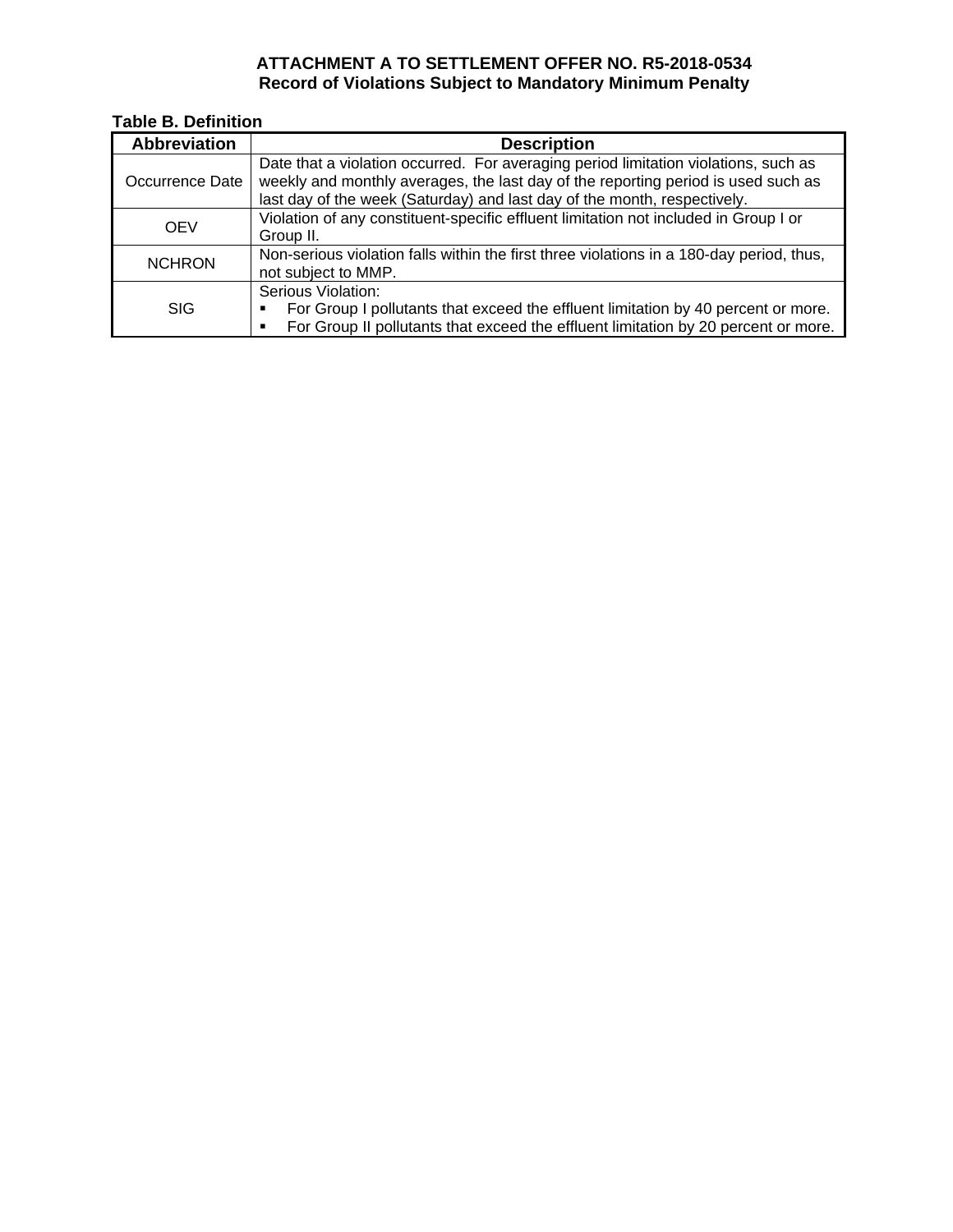**ATTACHMENT A TO SETTLEMENT OFFER NO. R5-2018-0534**
**Record of Violations Subject to Mandatory Minimum Penalty**

**Table B. Definition**

| Abbreviation | Description |
|---|---|
| Occurrence Date | Date that a violation occurred. For averaging period limitation violations, such as weekly and monthly averages, the last day of the reporting period is used such as last day of the week (Saturday) and last day of the month, respectively. |
| OEV | Violation of any constituent-specific effluent limitation not included in Group I or Group II. |
| NCHRON | Non-serious violation falls within the first three violations in a 180-day period, thus, not subject to MMP. |
| SIG | Serious Violation:<br>▪ For Group I pollutants that exceed the effluent limitation by 40 percent or more.<br>▪ For Group II pollutants that exceed the effluent limitation by 20 percent or more. |